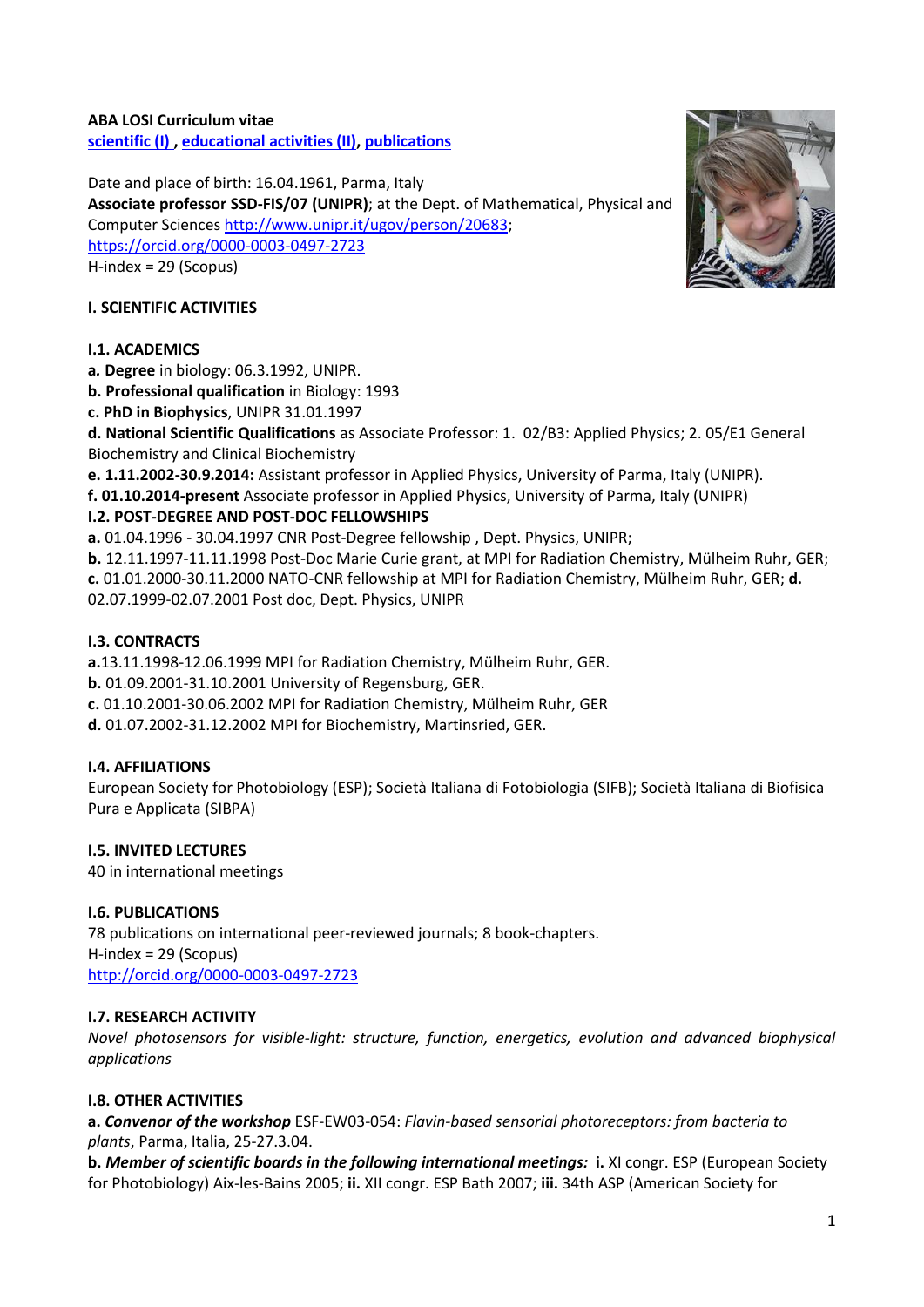**ABA LOSI Curriculum vitae**
[scientific (I)](#), [educational activities (II)](#), [publications](#)

Date and place of birth: 16.04.1961, Parma, Italy
**Associate professor SSD-FIS/07 (UNIPR)**; at the Dept. of Mathematical, Physical and Computer Sciences http://www.unipr.it/ugov/person/20683; https://orcid.org/0000-0003-0497-2723
H-index = 29 (Scopus)

## I. SCIENTIFIC ACTIVITIES

### I.1. ACADEMICS

**a. Degree** in biology: 06.3.1992, UNIPR.
**b. Professional qualification** in Biology: 1993
**c. PhD in Biophysics**, UNIPR 31.01.1997
**d. National Scientific Qualifications** as Associate Professor: 1. 02/B3: Applied Physics; 2. 05/E1 General Biochemistry and Clinical Biochemistry
**e. 1.11.2002-30.9.2014:** Assistant professor in Applied Physics, University of Parma, Italy (UNIPR).
**f. 01.10.2014-present** Associate professor in Applied Physics, University of Parma, Italy (UNIPR)

### I.2. POST-DEGREE AND POST-DOC FELLOWSHIPS

**a.** 01.04.1996 - 30.04.1997 CNR Post-Degree fellowship , Dept. Physics, UNIPR;
**b.** 12.11.1997-11.11.1998 Post-Doc Marie Curie grant, at MPI for Radiation Chemistry, Mülheim Ruhr, GER;
**c.** 01.01.2000-30.11.2000 NATO-CNR fellowship at MPI for Radiation Chemistry, Mülheim Ruhr, GER; **d.** 02.07.1999-02.07.2001 Post doc, Dept. Physics, UNIPR

### I.3. CONTRACTS

**a.** 13.11.1998-12.06.1999 MPI for Radiation Chemistry, Mülheim Ruhr, GER.
**b.** 01.09.2001-31.10.2001 University of Regensburg, GER.
**c.** 01.10.2001-30.06.2002 MPI for Radiation Chemistry, Mülheim Ruhr, GER
**d.** 01.07.2002-31.12.2002 MPI for Biochemistry, Martinsried, GER.

### I.4. AFFILIATIONS

European Society for Photobiology (ESP); Società Italiana di Fotobiologia (SIFB); Società Italiana di Biofisica Pura e Applicata (SIBPA)

### I.5. INVITED LECTURES

40 in international meetings

### I.6. PUBLICATIONS

78 publications on international peer-reviewed journals; 8 book-chapters.
H-index = 29 (Scopus)
http://orcid.org/0000-0003-0497-2723

### I.7. RESEARCH ACTIVITY

*Novel photosensors for visible-light: structure, function, energetics, evolution and advanced biophysical applications*

### I.8. OTHER ACTIVITIES

**a.** ***Convenor of the workshop*** ESF-EW03-054: *Flavin-based sensorial photoreceptors: from bacteria to plants*, Parma, Italia, 25-27.3.04.
**b.** ***Member of scientific boards in the following international meetings:*** **i.** XI congr. ESP (European Society for Photobiology) Aix-les-Bains 2005; **ii.** XII congr. ESP Bath 2007; **iii.** 34th ASP (American Society for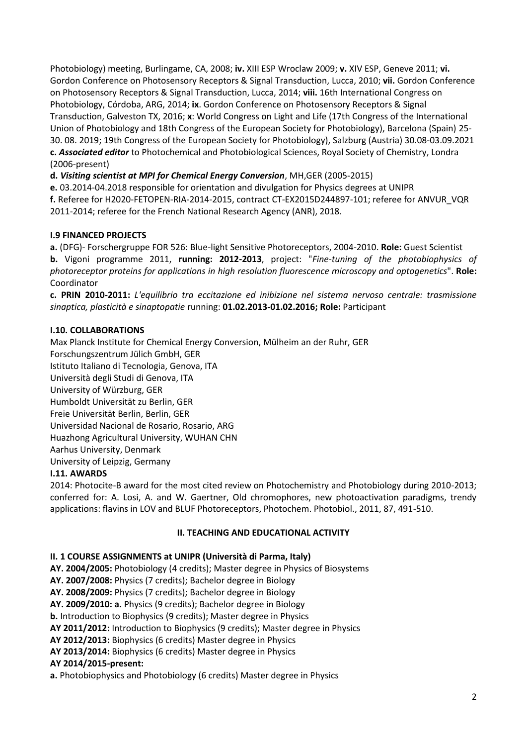Photobiology) meeting, Burlingame, CA, 2008; **iv.** XIII ESP Wroclaw 2009; **v.** XIV ESP, Geneve 2011; **vi.** Gordon Conference on Photosensory Receptors & Signal Transduction, Lucca, 2010; **vii.** Gordon Conference on Photosensory Receptors & Signal Transduction, Lucca, 2014; **viii.** 16th International Congress on Photobiology, Córdoba, ARG, 2014; **ix**. Gordon Conference on Photosensory Receptors & Signal Transduction, Galveston TX, 2016; **x**: World Congress on Light and Life (17th Congress of the International Union of Photobiology and 18th Congress of the European Society for Photobiology), Barcelona (Spain) 25-30. 08. 2019; 19th Congress of the European Society for Photobiology), Salzburg (Austria) 30.08-03.09.2021

**c. *Associated editor*** to Photochemical and Photobiological Sciences, Royal Society of Chemistry, Londra (2006-present)

**d. *Visiting scientist at MPI for Chemical Energy Conversion***, MH,GER (2005-2015)

**e.** 03.2014-04.2018 responsible for orientation and divulgation for Physics degrees at UNIPR

**f.** Referee for H2020-FETOPEN-RIA-2014-2015, contract CT-EX2015D244897-101; referee for ANVUR_VQR 2011-2014; referee for the French National Research Agency (ANR), 2018.

### I.9 FINANCED PROJECTS

**a.** (DFG)- Forschergruppe FOR 526: Blue-light Sensitive Photoreceptors, 2004-2010. **Role:** Guest Scientist

**b.** Vigoni programme 2011, **running: 2012-2013**, project: "*Fine-tuning of the photobiophysics of photoreceptor proteins for applications in high resolution fluorescence microscopy and optogenetics*". **Role:** Coordinator

**c. PRIN 2010-2011:** *L'equilibrio tra eccitazione ed inibizione nel sistema nervoso centrale: trasmissione sinaptica, plasticità e sinaptopatie* running: **01.02.2013-01.02.2016; Role:** Participant

### I.10. COLLABORATIONS

Max Planck Institute for Chemical Energy Conversion, Mülheim an der Ruhr, GER
Forschungszentrum Jülich GmbH, GER
Istituto Italiano di Tecnologia, Genova, ITA
Università degli Studi di Genova, ITA
University of Würzburg, GER
Humboldt Universität zu Berlin, GER
Freie Universität Berlin, Berlin, GER
Universidad Nacional de Rosario, Rosario, ARG
Huazhong Agricultural University, WUHAN CHN
Aarhus University, Denmark
University of Leipzig, Germany

### I.11. AWARDS

2014: Photocite-B award for the most cited review on Photochemistry and Photobiology during 2010-2013; conferred for: A. Losi, A. and W. Gaertner, Old chromophores, new photoactivation paradigms, trendy applications: flavins in LOV and BLUF Photoreceptors, Photochem. Photobiol., 2011, 87, 491-510.

## II. TEACHING AND EDUCATIONAL ACTIVITY

### II. 1 COURSE ASSIGNMENTS at UNIPR (Università di Parma, Italy)

**AY. 2004/2005:** Photobiology (4 credits); Master degree in Physics of Biosystems
**AY. 2007/2008:** Physics (7 credits); Bachelor degree in Biology
**AY. 2008/2009:** Physics (7 credits); Bachelor degree in Biology
**AY. 2009/2010: a.** Physics (9 credits); Bachelor degree in Biology
**b.** Introduction to Biophysics (9 credits); Master degree in Physics
**AY 2011/2012:** Introduction to Biophysics (9 credits); Master degree in Physics
**AY 2012/2013:** Biophysics (6 credits) Master degree in Physics
**AY 2013/2014:** Biophysics (6 credits) Master degree in Physics
**AY 2014/2015-present:**
**a.** Photobiophysics and Photobiology (6 credits) Master degree in Physics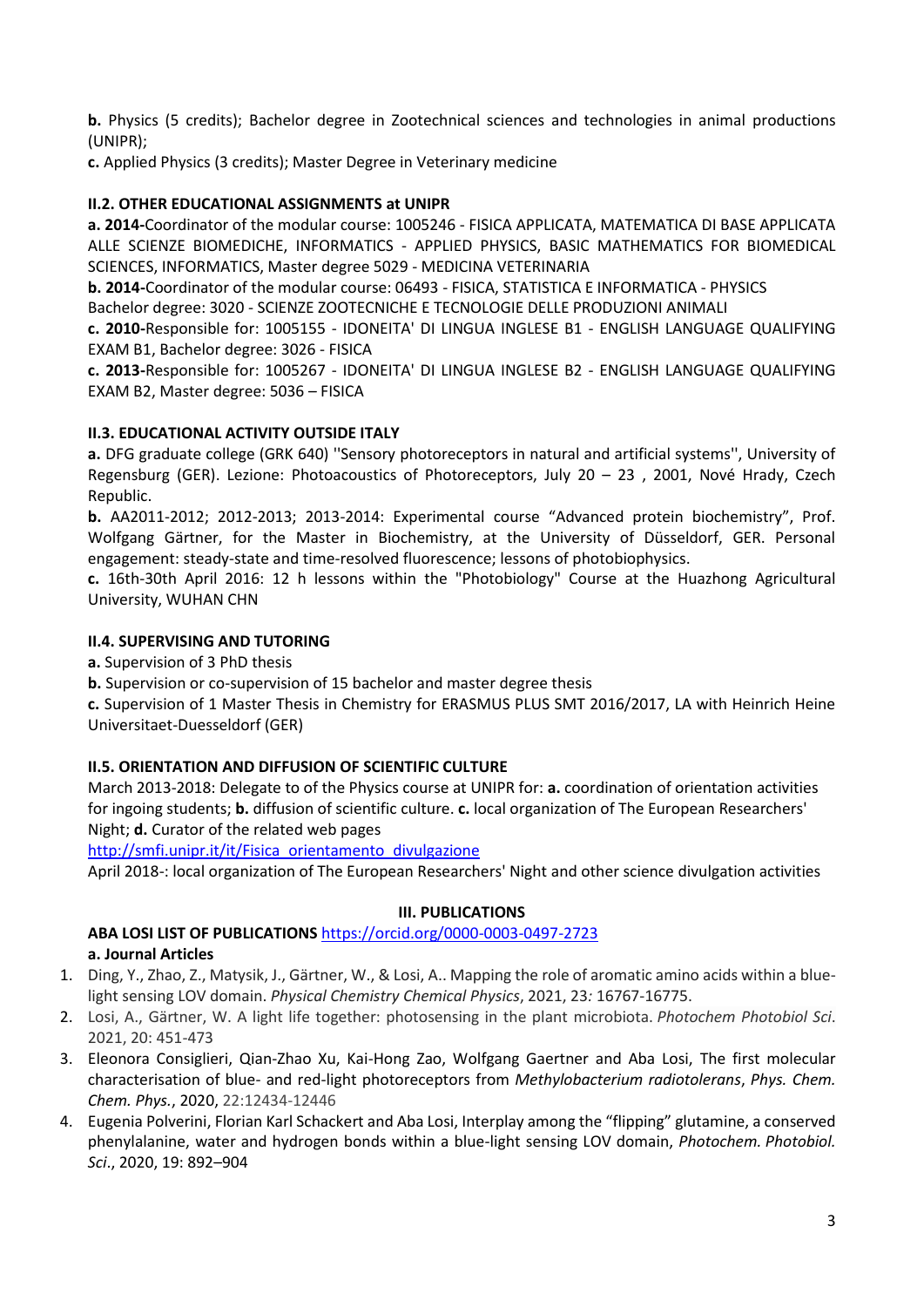**b.** Physics (5 credits); Bachelor degree in Zootechnical sciences and technologies in animal productions (UNIPR);

**c.** Applied Physics (3 credits); Master Degree in Veterinary medicine

### II.2. OTHER EDUCATIONAL ASSIGNMENTS at UNIPR

**a. 2014-**Coordinator of the modular course: 1005246 - FISICA APPLICATA, MATEMATICA DI BASE APPLICATA ALLE SCIENZE BIOMEDICHE, INFORMATICS - APPLIED PHYSICS, BASIC MATHEMATICS FOR BIOMEDICAL SCIENCES, INFORMATICS, Master degree 5029 - MEDICINA VETERINARIA

**b. 2014-**Coordinator of the modular course: 06493 - FISICA, STATISTICA E INFORMATICA - PHYSICS
Bachelor degree: 3020 - SCIENZE ZOOTECNICHE E TECNOLOGIE DELLE PRODUZIONI ANIMALI

**c. 2010-**Responsible for: 1005155 - IDONEITA' DI LINGUA INGLESE B1 - ENGLISH LANGUAGE QUALIFYING EXAM B1, Bachelor degree: 3026 - FISICA

**c. 2013-**Responsible for: 1005267 - IDONEITA' DI LINGUA INGLESE B2 - ENGLISH LANGUAGE QUALIFYING EXAM B2, Master degree: 5036 – FISICA

### II.3. EDUCATIONAL ACTIVITY OUTSIDE ITALY

**a.** DFG graduate college (GRK 640) ''Sensory photoreceptors in natural and artificial systems'', University of Regensburg (GER). Lezione: Photoacoustics of Photoreceptors, July 20 – 23 , 2001, Nové Hrady, Czech Republic.

**b.** AA2011-2012; 2012-2013; 2013-2014: Experimental course "Advanced protein biochemistry", Prof. Wolfgang Gärtner, for the Master in Biochemistry, at the University of Düsseldorf, GER. Personal engagement: steady-state and time-resolved fluorescence; lessons of photobiophysics.

**c.** 16th-30th April 2016: 12 h lessons within the "Photobiology" Course at the Huazhong Agricultural University, WUHAN CHN

### II.4. SUPERVISING AND TUTORING

**a.** Supervision of 3 PhD thesis

**b.** Supervision or co-supervision of 15 bachelor and master degree thesis

**c.** Supervision of 1 Master Thesis in Chemistry for ERASMUS PLUS SMT 2016/2017, LA with Heinrich Heine Universitaet-Duesseldorf (GER)

### II.5. ORIENTATION AND DIFFUSION OF SCIENTIFIC CULTURE

March 2013-2018: Delegate to of the Physics course at UNIPR for: **a.** coordination of orientation activities for ingoing students; **b.** diffusion of scientific culture. **c.** local organization of The European Researchers' Night; **d.** Curator of the related web pages
http://smfi.unipr.it/it/Fisica_orientamento_divulgazione

April 2018-: local organization of The European Researchers' Night and other science divulgation activities

## III. PUBLICATIONS

**ABA LOSI LIST OF PUBLICATIONS** https://orcid.org/0000-0003-0497-2723

**a. Journal Articles**

1. Ding, Y., Zhao, Z., Matysik, J., Gärtner, W., & Losi, A.. Mapping the role of aromatic amino acids within a blue-light sensing LOV domain. *Physical Chemistry Chemical Physics*, 2021, 23*:* 16767-16775.
2. Losi, A., Gärtner, W. A light life together: photosensing in the plant microbiota. *Photochem Photobiol Sci*. 2021, 20: 451-473
3. Eleonora Consiglieri, Qian-Zhao Xu, Kai-Hong Zao, Wolfgang Gaertner and Aba Losi, The first molecular characterisation of blue- and red-light photoreceptors from *Methylobacterium radiotolerans*, *Phys. Chem. Chem. Phys.*, 2020, 22:12434-12446
4. Eugenia Polverini, Florian Karl Schackert and Aba Losi, Interplay among the "flipping" glutamine, a conserved phenylalanine, water and hydrogen bonds within a blue-light sensing LOV domain, *Photochem. Photobiol. Sci*., 2020, 19: 892–904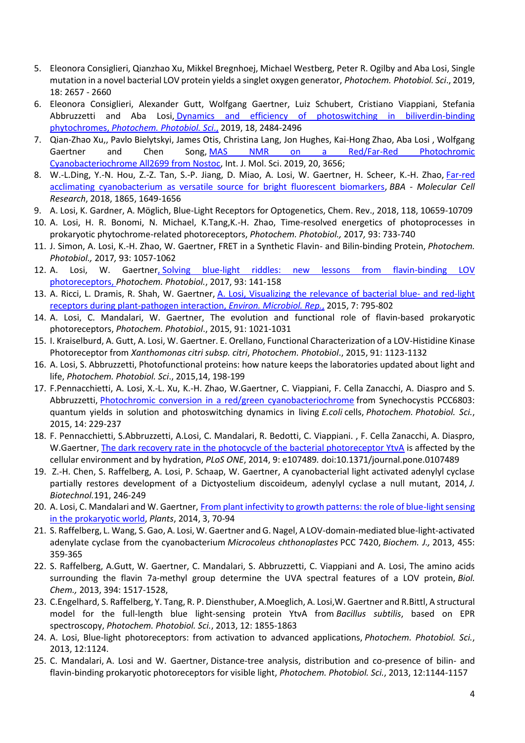5. Eleonora Consiglieri, Qianzhao Xu, Mikkel Bregnhoej, Michael Westberg, Peter R. Ogilby and Aba Losi, Single mutation in a novel bacterial LOV protein yields a singlet oxygen generator, *Photochem. Photobiol. Sci*., 2019, 18: 2657 - 2660
6. Eleonora Consiglieri, Alexander Gutt, Wolfgang Gaertner, Luiz Schubert, Cristiano Viappiani, Stefania Abbruzzetti and Aba Losi, Dynamics and efficiency of photoswitching in biliverdin-binding phytochromes, *Photochem. Photobiol. Sci*., 2019, 18, 2484-2496
7. Qian-Zhao Xu,, Pavlo Bielytskyi, James Otis, Christina Lang, Jon Hughes, Kai-Hong Zhao, Aba Losi , Wolfgang Gaertner and Chen Song, MAS NMR on a Red/Far-Red Photochromic Cyanobacteriochrome All2699 from Nostoc, Int. J. Mol. Sci. 2019, 20, 3656;
8. W.-L.Ding, Y.-N. Hou, Z.-Z. Tan, S.-P. Jiang, D. Miao, A. Losi, W. Gaertner, H. Scheer, K.-H. Zhao, Far-red acclimating cyanobacterium as versatile source for bright fluorescent biomarkers, *BBA - Molecular Cell Research*, 2018, 1865, 1649-1656
9. A. Losi, K. Gardner, A. Möglich, Blue-Light Receptors for Optogenetics, Chem. Rev., 2018, 118, 10659-10709
10. A. Losi, H. R. Bonomi, N. Michael, K.Tang,K.-H. Zhao, Time-resolved energetics of photoprocesses in prokaryotic phytochrome-related photoreceptors, *Photochem. Photobiol.,* 2017*,* 93: 733-740
11. J. Simon, A. Losi, K.-H. Zhao, W. Gaertner, FRET in a Synthetic Flavin- and Bilin-binding Protein, *Photochem. Photobiol.,* 2017*,* 93: 1057-1062
12. A. Losi, W. Gaertner, Solving blue-light riddles: new lessons from flavin-binding LOV photoreceptors, *Photochem. Photobiol.*, 2017, 93: 141-158
13. A. Ricci, L. Dramis, R. Shah, W. Gaertner, A. Losi, Visualizing the relevance of bacterial blue- and red-light receptors during plant-pathogen interaction, *Environ. Microbiol. Rep.*, 2015, 7: 795-802
14. A. Losi, C. Mandalari, W. Gaertner, The evolution and functional role of flavin-based prokaryotic photoreceptors, *Photochem. Photobiol*., 2015, 91: 1021-1031
15. I. Kraiselburd, A. Gutt, A. Losi, W. Gaertner. E. Orellano, Functional Characterization of a LOV-Histidine Kinase Photoreceptor from *Xanthomonas citri subsp. citri*, *Photochem. Photobiol*., 2015, 91: 1123-1132
16. A. Losi, S. Abbruzzetti, Photofunctional proteins: how nature keeps the laboratories updated about light and life, *Photochem. Photobiol. Sci*., 2015,14, 198-199
17. F.Pennacchietti, A. Losi, X.-L. Xu, K.-H. Zhao, W.Gaertner, C. Viappiani, F. Cella Zanacchi, A. Diaspro and S. Abbruzzetti, Photochromic conversion in a red/green cyanobacteriochrome from Synechocystis PCC6803: quantum yields in solution and photoswitching dynamics in living *E.coli* cells, *Photochem. Photobiol. Sci.*, 2015, 14: 229-237
18. F. Pennacchietti, S.Abbruzzetti, A.Losi, C. Mandalari, R. Bedotti, C. Viappiani. , F. Cella Zanacchi, A. Diaspro, W.Gaertner, The dark recovery rate in the photocycle of the bacterial photoreceptor YtvA is affected by the cellular environment and by hydration, *PLoS ONE*, 2014, 9: e107489*.* doi:10.1371/journal.pone.0107489
19. Z.-H. Chen, S. Raffelberg, A. Losi, P. Schaap, W. Gaertner, A cyanobacterial light activated adenylyl cyclase partially restores development of a Dictyostelium discoideum, adenylyl cyclase a null mutant, 2014, *J. Biotechnol.*191, 246-249
20. A. Losi, C. Mandalari and W. Gaertner, From plant infectivity to growth patterns: the role of blue-light sensing in the prokaryotic world, *Plants*, 2014, 3, 70-94
21. S. Raffelberg, L. Wang, S. Gao, A. Losi, W. Gaertner and G. Nagel, A LOV-domain-mediated blue-light-activated adenylate cyclase from the cyanobacterium *Microcoleus chthonoplastes* PCC 7420, *Biochem. J.,* 2013, 455: 359-365
22. S. Raffelberg, A.Gutt, W. Gaertner, C. Mandalari, S. Abbruzzetti, C. Viappiani and A. Losi, The amino acids surrounding the flavin 7a-methyl group determine the UVA spectral features of a LOV protein, *Biol. Chem.,* 2013, 394: 1517-1528,
23. C.Engelhard, S. Raffelberg, Y. Tang, R. P. Diensthuber, A.Moeglich, A. Losi,W. Gaertner and R.Bittl, A structural model for the full-length blue light-sensing protein YtvA from *Bacillus subtilis*, based on EPR spectroscopy, *Photochem. Photobiol. Sci.*, 2013, 12: 1855-1863
24. A. Losi, Blue-light photoreceptors: from activation to advanced applications, *Photochem. Photobiol. Sci.*, 2013, 12:1124.
25. C. Mandalari, A. Losi and W. Gaertner, Distance-tree analysis, distribution and co-presence of bilin- and flavin-binding prokaryotic photoreceptors for visible light, *Photochem. Photobiol. Sci.*, 2013, 12:1144-1157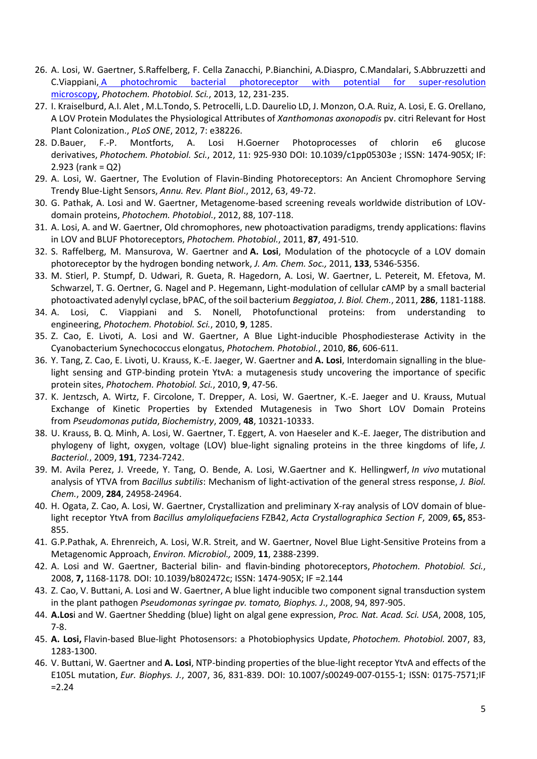26. A. Losi, W. Gaertner, S.Raffelberg, F. Cella Zanacchi, P.Bianchini, A.Diaspro, C.Mandalari, S.Abbruzzetti and C.Viappiani, [A photochromic bacterial photoreceptor with potential for super-resolution microscopy](), *Photochem. Photobiol. Sci.*, 2013, 12, 231-235.
27. I. Kraiselburd, A.I. Alet , M.L.Tondo, S. Petrocelli, L.D. Daurelio LD, J. Monzon, O.A. Ruiz, A. Losi, E. G. Orellano, A LOV Protein Modulates the Physiological Attributes of *Xanthomonas axonopodis* pv. citri Relevant for Host Plant Colonization., *PLoS ONE*, 2012, 7: e38226.
28. D.Bauer, F.-P. Montforts, A. Losi H.Goerner Photoprocesses of chlorin e6 glucose derivatives, *Photochem. Photobiol. Sci.*, 2012, 11: 925-930 DOI: 10.1039/c1pp05303e ; ISSN: 1474-905X; IF: 2.923 (rank = Q2)
29. A. Losi, W. Gaertner, The Evolution of Flavin-Binding Photoreceptors: An Ancient Chromophore Serving Trendy Blue-Light Sensors, *Annu. Rev. Plant Biol*., 2012, 63, 49-72.
30. G. Pathak, A. Losi and W. Gaertner, Metagenome-based screening reveals worldwide distribution of LOV-domain proteins, *Photochem. Photobiol.*, 2012, 88, 107-118.
31. A. Losi, A. and W. Gaertner, Old chromophores, new photoactivation paradigms, trendy applications: flavins in LOV and BLUF Photoreceptors, *Photochem. Photobiol.*, 2011, **87**, 491-510.
32. S. Raffelberg, M. Mansurova, W. Gaertner and **A. Losi**, Modulation of the photocycle of a LOV domain photoreceptor by the hydrogen bonding network, *J. Am. Chem. Soc.,* 2011, **133**, 5346-5356.
33. M. Stierl, P. Stumpf, D. Udwari, R. Gueta, R. Hagedorn, A. Losi, W. Gaertner, L. Petereit, M. Efetova, M. Schwarzel, T. G. Oertner, G. Nagel and P. Hegemann, Light-modulation of cellular cAMP by a small bacterial photoactivated adenylyl cyclase, bPAC, of the soil bacterium *Beggiatoa*, *J. Biol. Chem.*, 2011, **286**, 1181-1188.
34. A. Losi, C. Viappiani and S. Nonell, Photofunctional proteins: from understanding to engineering, *Photochem. Photobiol. Sci.*, 2010, **9**, 1285.
35. Z. Cao, E. Livoti, A. Losi and W. Gaertner, A Blue Light-inducible Phosphodiesterase Activity in the Cyanobacterium Synechococcus elongatus, *Photochem. Photobiol.*, 2010, **86**, 606-611.
36. Y. Tang, Z. Cao, E. Livoti, U. Krauss, K.-E. Jaeger, W. Gaertner and **A. Losi**, Interdomain signalling in the blue-light sensing and GTP-binding protein YtvA: a mutagenesis study uncovering the importance of specific protein sites, *Photochem. Photobiol. Sci.*, 2010, **9**, 47-56.
37. K. Jentzsch, A. Wirtz, F. Circolone, T. Drepper, A. Losi, W. Gaertner, K.-E. Jaeger and U. Krauss, Mutual Exchange of Kinetic Properties by Extended Mutagenesis in Two Short LOV Domain Proteins from *Pseudomonas putida*, *Biochemistry*, 2009, **48**, 10321-10333.
38. U. Krauss, B. Q. Minh, A. Losi, W. Gaertner, T. Eggert, A. von Haeseler and K.-E. Jaeger, The distribution and phylogeny of light, oxygen, voltage (LOV) blue-light signaling proteins in the three kingdoms of life, *J. Bacteriol.*, 2009, **191**, 7234-7242.
39. M. Avila Perez, J. Vreede, Y. Tang, O. Bende, A. Losi, W.Gaertner and K. Hellingwerf, *In vivo* mutational analysis of YTVA from *Bacillus subtilis*: Mechanism of light-activation of the general stress response, *J. Biol. Chem.*, 2009, **284**, 24958-24964.
40. H. Ogata, Z. Cao, A. Losi, W. Gaertner, Crystallization and preliminary X-ray analysis of LOV domain of blue-light receptor YtvA from *Bacillus amyloliquefaciens* FZB42, *Acta Crystallographica Section F*, 2009, **65,** 853-855.
41. G.P.Pathak, A. Ehrenreich, A. Losi, W.R. Streit, and W. Gaertner, Novel Blue Light-Sensitive Proteins from a Metagenomic Approach, *Environ. Microbiol.,* 2009, **11**, 2388-2399.
42. A. Losi and W. Gaertner, Bacterial bilin- and flavin-binding photoreceptors, *Photochem. Photobiol. Sci.*, 2008, **7,** 1168-1178*.* DOI: 10.1039/b802472c; ISSN: 1474-905X; IF =2.144
43. Z. Cao, V. Buttani, A. Losi and W. Gaertner, A blue light inducible two component signal transduction system in the plant pathogen *Pseudomonas syringae pv. tomato, Biophys. J*., 2008, 94, 897-905.
44. **A.Los**i and W. Gaertner Shedding (blue) light on algal gene expression, *Proc. Nat. Acad. Sci. USA*, 2008, 105, 7-8.
45. **A. Losi,** Flavin-based Blue-light Photosensors: a Photobiophysics Update, *Photochem. Photobiol.* 2007, 83, 1283-1300.
46. V. Buttani, W. Gaertner and **A. Losi**, NTP-binding properties of the blue-light receptor YtvA and effects of the E105L mutation, *Eur. Biophys. J.*, 2007, 36, 831-839. DOI: 10.1007/s00249-007-0155-1; ISSN: 0175-7571;IF =2.24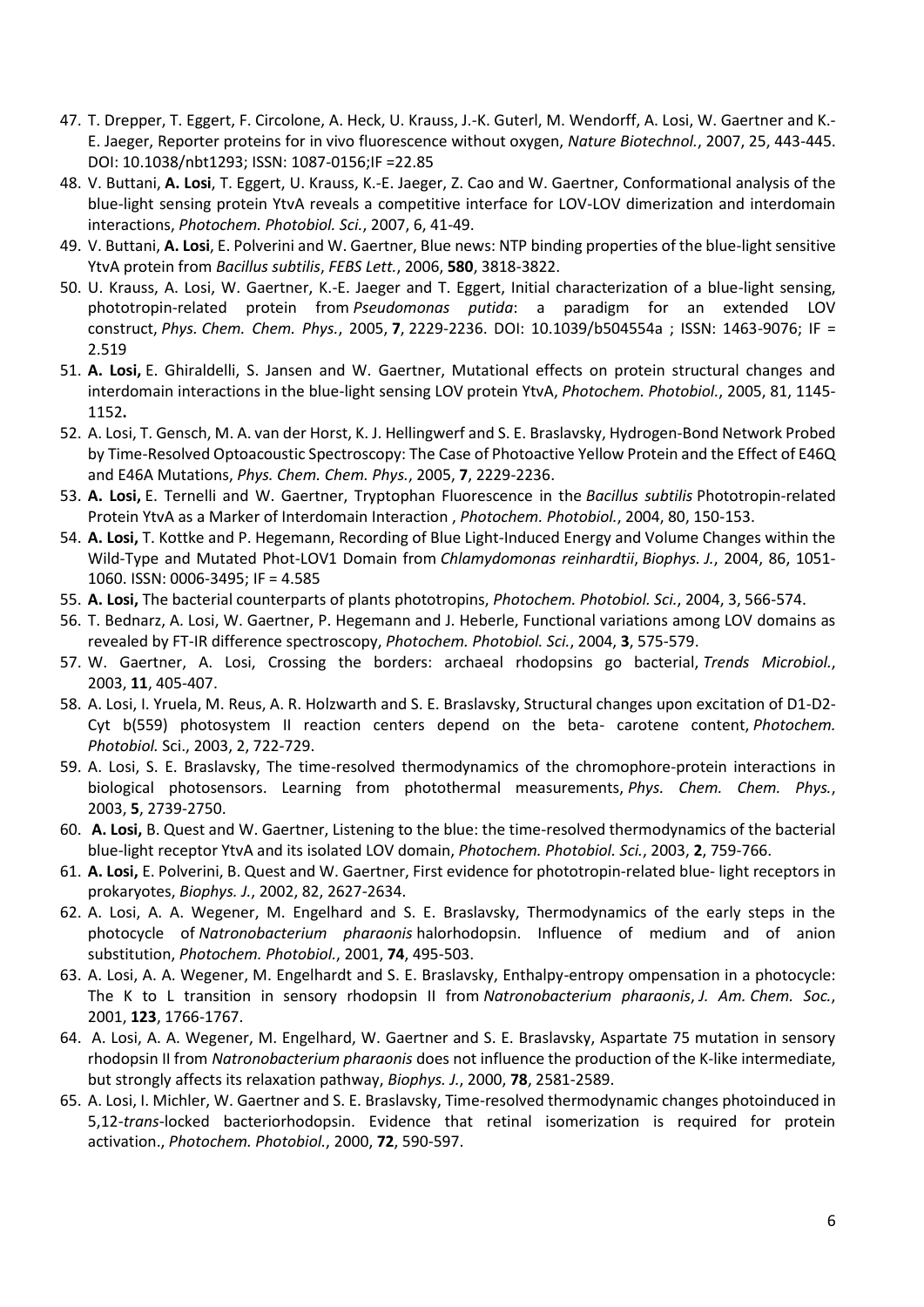47. T. Drepper, T. Eggert, F. Circolone, A. Heck, U. Krauss, J.-K. Guterl, M. Wendorff, A. Losi, W. Gaertner and K.-E. Jaeger, Reporter proteins for in vivo fluorescence without oxygen, *Nature Biotechnol.*, 2007, 25, 443-445. DOI: 10.1038/nbt1293; ISSN: 1087-0156;IF =22.85
48. V. Buttani, **A. Losi**, T. Eggert, U. Krauss, K.-E. Jaeger, Z. Cao and W. Gaertner, Conformational analysis of the blue-light sensing protein YtvA reveals a competitive interface for LOV-LOV dimerization and interdomain interactions, *Photochem. Photobiol. Sci.*, 2007, 6, 41-49.
49. V. Buttani, **A. Losi**, E. Polverini and W. Gaertner, Blue news: NTP binding properties of the blue-light sensitive YtvA protein from *Bacillus subtilis*, *FEBS Lett.*, 2006, **580**, 3818-3822.
50. U. Krauss, A. Losi, W. Gaertner, K.-E. Jaeger and T. Eggert, Initial characterization of a blue-light sensing, phototropin-related protein from *Pseudomonas putida*: a paradigm for an extended LOV construct, *Phys. Chem. Chem. Phys.*, 2005, **7**, 2229-2236. DOI: 10.1039/b504554a ; ISSN: 1463-9076; IF = 2.519
51. **A. Losi,** E. Ghiraldelli, S. Jansen and W. Gaertner, Mutational effects on protein structural changes and interdomain interactions in the blue-light sensing LOV protein YtvA, *Photochem. Photobiol.*, 2005, 81, 1145-1152**.**
52. A. Losi, T. Gensch, M. A. van der Horst, K. J. Hellingwerf and S. E. Braslavsky, Hydrogen-Bond Network Probed by Time-Resolved Optoacoustic Spectroscopy: The Case of Photoactive Yellow Protein and the Effect of E46Q and E46A Mutations, *Phys. Chem. Chem. Phys.*, 2005, **7**, 2229-2236.
53. **A. Losi,** E. Ternelli and W. Gaertner, Tryptophan Fluorescence in the *Bacillus subtilis* Phototropin-related Protein YtvA as a Marker of Interdomain Interaction , *Photochem. Photobiol.*, 2004, 80, 150-153.
54. **A. Losi,** T. Kottke and P. Hegemann, Recording of Blue Light-Induced Energy and Volume Changes within the Wild-Type and Mutated Phot-LOV1 Domain from *Chlamydomonas reinhardtii*, *Biophys. J.*, 2004, 86, 1051-1060. ISSN: 0006-3495; IF = 4.585
55. **A. Losi,** The bacterial counterparts of plants phototropins, *Photochem. Photobiol. Sci.*, 2004, 3, 566-574.
56. T. Bednarz, A. Losi, W. Gaertner, P. Hegemann and J. Heberle, Functional variations among LOV domains as revealed by FT-IR difference spectroscopy, *Photochem. Photobiol. Sci.*, 2004, **3**, 575-579.
57. W. Gaertner, A. Losi, Crossing the borders: archaeal rhodopsins go bacterial, *Trends Microbiol.*, 2003, **11**, 405-407.
58. A. Losi, I. Yruela, M. Reus, A. R. Holzwarth and S. E. Braslavsky, Structural changes upon excitation of D1-D2-Cyt b(559) photosystem II reaction centers depend on the beta- carotene content, *Photochem. Photobiol.* Sci., 2003, 2, 722-729.
59. A. Losi, S. E. Braslavsky, The time-resolved thermodynamics of the chromophore-protein interactions in biological photosensors. Learning from photothermal measurements, *Phys. Chem. Chem. Phys.*, 2003, **5**, 2739-2750.
60. **A. Losi,** B. Quest and W. Gaertner, Listening to the blue: the time-resolved thermodynamics of the bacterial blue-light receptor YtvA and its isolated LOV domain, *Photochem. Photobiol. Sci.*, 2003, **2**, 759-766.
61. **A. Losi,** E. Polverini, B. Quest and W. Gaertner, First evidence for phototropin-related blue- light receptors in prokaryotes, *Biophys. J.*, 2002, 82, 2627-2634.
62. A. Losi, A. A. Wegener, M. Engelhard and S. E. Braslavsky, Thermodynamics of the early steps in the photocycle of *Natronobacterium pharaonis* halorhodopsin. Influence of medium and of anion substitution, *Photochem. Photobiol.*, 2001, **74**, 495-503.
63. A. Losi, A. A. Wegener, M. Engelhardt and S. E. Braslavsky, Enthalpy-entropy ompensation in a photocycle: The K to L transition in sensory rhodopsin II from *Natronobacterium pharaonis*, *J. Am. Chem. Soc.*, 2001, **123**, 1766-1767.
64. A. Losi, A. A. Wegener, M. Engelhard, W. Gaertner and S. E. Braslavsky, Aspartate 75 mutation in sensory rhodopsin II from *Natronobacterium pharaonis* does not influence the production of the K-like intermediate, but strongly affects its relaxation pathway, *Biophys. J.*, 2000, **78**, 2581-2589.
65. A. Losi, I. Michler, W. Gaertner and S. E. Braslavsky, Time-resolved thermodynamic changes photoinduced in 5,12-*trans*-locked bacteriorhodopsin. Evidence that retinal isomerization is required for protein activation., *Photochem. Photobiol.*, 2000, **72**, 590-597.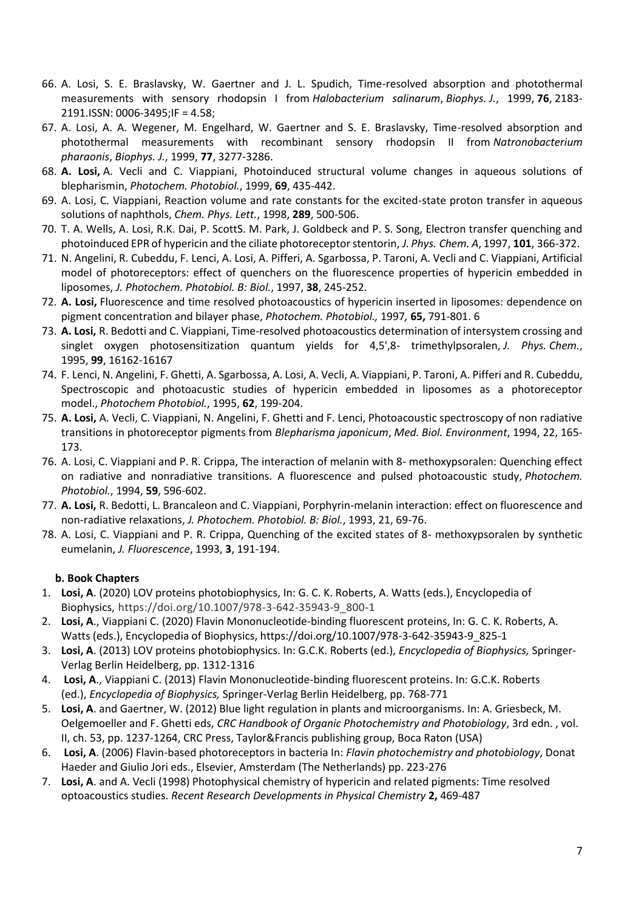66. A. Losi, S. E. Braslavsky, W. Gaertner and J. L. Spudich, Time-resolved absorption and photothermal measurements with sensory rhodopsin I from *Halobacterium salinarum*, *Biophys. J.*, 1999, **76**, 2183-2191.ISSN: 0006-3495;IF = 4.58;
67. A. Losi, A. A. Wegener, M. Engelhard, W. Gaertner and S. E. Braslavsky, Time-resolved absorption and photothermal measurements with recombinant sensory rhodopsin II from *Natronobacterium pharaonis*, *Biophys. J.*, 1999, **77**, 3277-3286.
68. **A. Losi,** A. Vecli and C. Viappiani, Photoinduced structural volume changes in aqueous solutions of blepharismin, *Photochem. Photobiol.*, 1999, **69**, 435-442.
69. A. Losi, C. Viappiani, Reaction volume and rate constants for the excited-state proton transfer in aqueous solutions of naphthols, *Chem. Phys. Lett.*, 1998, **289**, 500-506.
70. T. A. Wells, A. Losi, R.K. Dai, P. ScottS. M. Park, J. Goldbeck and P. S. Song, Electron transfer quenching and photoinduced EPR of hypericin and the ciliate photoreceptor stentorin, *J. Phys. Chem. A*, 1997, **101**, 366-372.
71. N. Angelini, R. Cubeddu, F. Lenci, A. Losi, A. Pifferi, A. Sgarbossa, P. Taroni, A. Vecli and C. Viappiani, Artificial model of photoreceptors: effect of quenchers on the fluorescence properties of hypericin embedded in liposomes, *J. Photochem. Photobiol. B: Biol.*, 1997, **38**, 245-252.
72. **A. Losi,** Fluorescence and time resolved photoacoustics of hypericin inserted in liposomes: dependence on pigment concentration and bilayer phase, *Photochem. Photobiol.,* 1997*,* **65,** 791-801. 6
73. **A. Losi,** R. Bedotti and C. Viappiani, Time-resolved photoacoustics determination of intersystem crossing and singlet oxygen photosensitization quantum yields for 4,5',8- trimethylpsoralen, *J. Phys. Chem.*, 1995, **99**, 16162-16167
74. F. Lenci, N. Angelini, F. Ghetti, A. Sgarbossa, A. Losi, A. Vecli, A. Viappiani, P. Taroni, A. Pifferi and R. Cubeddu, Spectroscopic and photoacustic studies of hypericin embedded in liposomes as a photoreceptor model., *Photochem Photobiol.*, 1995, **62**, 199-204.
75. **A. Losi,** A. Vecli, C. Viappiani, N. Angelini, F. Ghetti and F. Lenci, Photoacoustic spectroscopy of non radiative transitions in photoreceptor pigments from *Blepharisma japonicum*, *Med. Biol. Environment*, 1994, 22, 165-173.
76. A. Losi, C. Viappiani and P. R. Crippa, The interaction of melanin with 8- methoxypsoralen: Quenching effect on radiative and nonradiative transitions. A fluorescence and pulsed photoacoustic study, *Photochem. Photobiol.*, 1994, **59**, 596-602.
77. **A. Losi,** R. Bedotti, L. Brancaleon and C. Viappiani, Porphyrin-melanin interaction: effect on fluorescence and non-radiative relaxations, *J. Photochem. Photobiol. B: Biol.*, 1993, 21, 69-76.
78. A. Losi, C. Viappiani and P. R. Crippa, Quenching of the excited states of 8- methoxypsoralen by synthetic eumelanin, *J. Fluorescence*, 1993, **3**, 191-194.

**b. Book Chapters**

1. **Losi, A**. (2020) LOV proteins photobiophysics, In: G. C. K. Roberts, A. Watts (eds.), Encyclopedia of Biophysics, https://doi.org/10.1007/978-3-642-35943-9_800-1
2. **Losi, A**., Viappiani C. (2020) Flavin Mononucleotide-binding fluorescent proteins, In: G. C. K. Roberts, A. Watts (eds.), Encyclopedia of Biophysics, https://doi.org/10.1007/978-3-642-35943-9_825-1
3. **Losi, A**. (2013) LOV proteins photobiophysics. In: G.C.K. Roberts (ed.), *Encyclopedia of Biophysics,* Springer-Verlag Berlin Heidelberg, pp. 1312-1316
4. **Losi, A**., Viappiani C. (2013) Flavin Mononucleotide-binding fluorescent proteins. In: G.C.K. Roberts (ed.), *Encyclopedia of Biophysics,* Springer-Verlag Berlin Heidelberg, pp. 768-771
5. **Losi, A**. and Gaertner, W. (2012) Blue light regulation in plants and microorganisms. In: A. Griesbeck, M. Oelgemoeller and F. Ghetti eds, *CRC Handbook of Organic Photochemistry and Photobiology*, 3rd edn. , vol. II, ch. 53, pp. 1237-1264, CRC Press, Taylor&Francis publishing group, Boca Raton (USA)
6. **Losi, A**. (2006) Flavin-based photoreceptors in bacteria In: *Flavin photochemistry and photobiology*, Donat Haeder and Giulio Jori eds., Elsevier, Amsterdam (The Netherlands) pp. 223-276
7. **Losi, A**. and A. Vecli (1998) Photophysical chemistry of hypericin and related pigments: Time resolved optoacoustics studies. *Recent Research Developments in Physical Chemistry* **2,** 469-487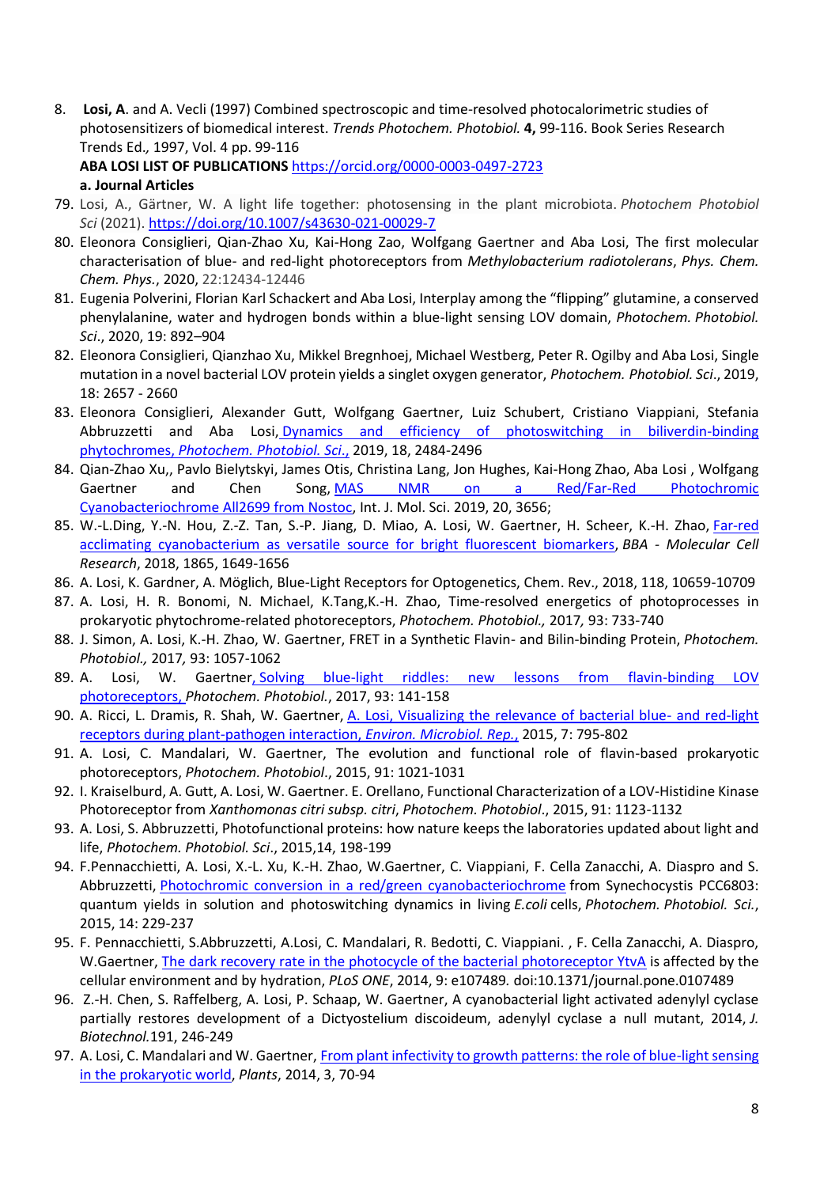8. **Losi, A**. and A. Vecli (1997) Combined spectroscopic and time-resolved photocalorimetric studies of photosensitizers of biomedical interest. *Trends Photochem. Photobiol.* **4,** 99-116. Book Series Research Trends Ed.*,* 1997, Vol. 4 pp. 99-116

**ABA LOSI LIST OF PUBLICATIONS** https://orcid.org/0000-0003-0497-2723

**a. Journal Articles**

79. Losi, A., Gärtner, W. A light life together: photosensing in the plant microbiota. *Photochem Photobiol Sci* (2021). https://doi.org/10.1007/s43630-021-00029-7
80. Eleonora Consiglieri, Qian-Zhao Xu, Kai-Hong Zao, Wolfgang Gaertner and Aba Losi, The first molecular characterisation of blue- and red-light photoreceptors from *Methylobacterium radiotolerans*, *Phys. Chem. Chem. Phys.*, 2020, 22:12434-12446
81. Eugenia Polverini, Florian Karl Schackert and Aba Losi, Interplay among the "flipping" glutamine, a conserved phenylalanine, water and hydrogen bonds within a blue-light sensing LOV domain, *Photochem. Photobiol. Sci*., 2020, 19: 892–904
82. Eleonora Consiglieri, Qianzhao Xu, Mikkel Bregnhoej, Michael Westberg, Peter R. Ogilby and Aba Losi, Single mutation in a novel bacterial LOV protein yields a singlet oxygen generator, *Photochem. Photobiol. Sci*., 2019, 18: 2657 - 2660
83. Eleonora Consiglieri, Alexander Gutt, Wolfgang Gaertner, Luiz Schubert, Cristiano Viappiani, Stefania Abbruzzetti and Aba Losi, Dynamics and efficiency of photoswitching in biliverdin-binding phytochromes, *Photochem. Photobiol. Sci*., 2019, 18, 2484-2496
84. Qian-Zhao Xu,, Pavlo Bielytskyi, James Otis, Christina Lang, Jon Hughes, Kai-Hong Zhao, Aba Losi , Wolfgang Gaertner and Chen Song, MAS NMR on a Red/Far-Red Photochromic Cyanobacteriochrome All2699 from Nostoc, Int. J. Mol. Sci. 2019, 20, 3656;
85. W.-L.Ding, Y.-N. Hou, Z.-Z. Tan, S.-P. Jiang, D. Miao, A. Losi, W. Gaertner, H. Scheer, K.-H. Zhao, Far-red acclimating cyanobacterium as versatile source for bright fluorescent biomarkers, *BBA - Molecular Cell Research*, 2018, 1865, 1649-1656
86. A. Losi, K. Gardner, A. Möglich, Blue-Light Receptors for Optogenetics, Chem. Rev., 2018, 118, 10659-10709
87. A. Losi, H. R. Bonomi, N. Michael, K.Tang,K.-H. Zhao, Time-resolved energetics of photoprocesses in prokaryotic phytochrome-related photoreceptors, *Photochem. Photobiol.,* 2017*,* 93: 733-740
88. J. Simon, A. Losi, K.-H. Zhao, W. Gaertner, FRET in a Synthetic Flavin- and Bilin-binding Protein, *Photochem. Photobiol.,* 2017*,* 93: 1057-1062
89. A. Losi, W. Gaertner, Solving blue-light riddles: new lessons from flavin-binding LOV photoreceptors, *Photochem. Photobiol.*, 2017, 93: 141-158
90. A. Ricci, L. Dramis, R. Shah, W. Gaertner, A. Losi, Visualizing the relevance of bacterial blue- and red-light receptors during plant-pathogen interaction, *Environ. Microbiol. Rep.*, 2015, 7: 795-802
91. A. Losi, C. Mandalari, W. Gaertner, The evolution and functional role of flavin-based prokaryotic photoreceptors, *Photochem. Photobiol*., 2015, 91: 1021-1031
92. I. Kraiselburd, A. Gutt, A. Losi, W. Gaertner. E. Orellano, Functional Characterization of a LOV-Histidine Kinase Photoreceptor from *Xanthomonas citri subsp. citri*, *Photochem. Photobiol*., 2015, 91: 1123-1132
93. A. Losi, S. Abbruzzetti, Photofunctional proteins: how nature keeps the laboratories updated about light and life, *Photochem. Photobiol. Sci*., 2015,14, 198-199
94. F.Pennacchietti, A. Losi, X.-L. Xu, K.-H. Zhao, W.Gaertner, C. Viappiani, F. Cella Zanacchi, A. Diaspro and S. Abbruzzetti, Photochromic conversion in a red/green cyanobacteriochrome from Synechocystis PCC6803: quantum yields in solution and photoswitching dynamics in living *E.coli* cells, *Photochem. Photobiol. Sci.*, 2015, 14: 229-237
95. F. Pennacchietti, S.Abbruzzetti, A.Losi, C. Mandalari, R. Bedotti, C. Viappiani. , F. Cella Zanacchi, A. Diaspro, W.Gaertner, The dark recovery rate in the photocycle of the bacterial photoreceptor YtvA is affected by the cellular environment and by hydration, *PLoS ONE*, 2014, 9: e107489*.* doi:10.1371/journal.pone.0107489
96. Z.-H. Chen, S. Raffelberg, A. Losi, P. Schaap, W. Gaertner, A cyanobacterial light activated adenylyl cyclase partially restores development of a Dictyostelium discoideum, adenylyl cyclase a null mutant, 2014, *J. Biotechnol.*191, 246-249
97. A. Losi, C. Mandalari and W. Gaertner, From plant infectivity to growth patterns: the role of blue-light sensing in the prokaryotic world, *Plants*, 2014, 3, 70-94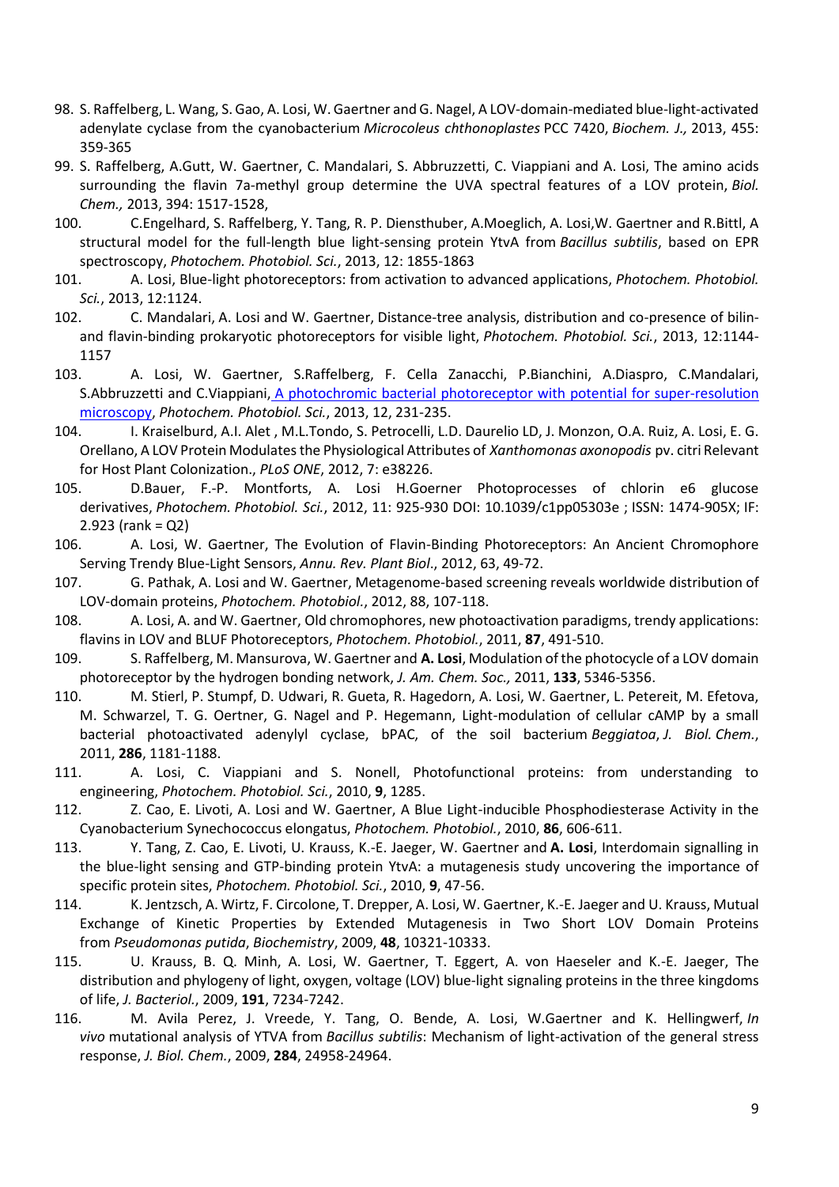98. S. Raffelberg, L. Wang, S. Gao, A. Losi, W. Gaertner and G. Nagel, A LOV-domain-mediated blue-light-activated adenylate cyclase from the cyanobacterium *Microcoleus chthonoplastes* PCC 7420, *Biochem. J.,* 2013, 455: 359-365
99. S. Raffelberg, A.Gutt, W. Gaertner, C. Mandalari, S. Abbruzzetti, C. Viappiani and A. Losi, The amino acids surrounding the flavin 7a-methyl group determine the UVA spectral features of a LOV protein, *Biol. Chem.,* 2013, 394: 1517-1528,
100. C.Engelhard, S. Raffelberg, Y. Tang, R. P. Diensthuber, A.Moeglich, A. Losi,W. Gaertner and R.Bittl, A structural model for the full-length blue light-sensing protein YtvA from *Bacillus subtilis*, based on EPR spectroscopy, *Photochem. Photobiol. Sci.*, 2013, 12: 1855-1863
101. A. Losi, Blue-light photoreceptors: from activation to advanced applications, *Photochem. Photobiol. Sci.*, 2013, 12:1124.
102. C. Mandalari, A. Losi and W. Gaertner, Distance-tree analysis, distribution and co-presence of bilin- and flavin-binding prokaryotic photoreceptors for visible light, *Photochem. Photobiol. Sci.*, 2013, 12:1144-1157
103. A. Losi, W. Gaertner, S.Raffelberg, F. Cella Zanacchi, P.Bianchini, A.Diaspro, C.Mandalari, S.Abbruzzetti and C.Viappiani, A photochromic bacterial photoreceptor with potential for super-resolution microscopy, *Photochem. Photobiol. Sci.*, 2013, 12, 231-235.
104. I. Kraiselburd, A.I. Alet , M.L.Tondo, S. Petrocelli, L.D. Daurelio LD, J. Monzon, O.A. Ruiz, A. Losi, E. G. Orellano, A LOV Protein Modulates the Physiological Attributes of *Xanthomonas axonopodis* pv. citri Relevant for Host Plant Colonization., *PLoS ONE*, 2012, 7: e38226.
105. D.Bauer, F.-P. Montforts, A. Losi H.Goerner Photoprocesses of chlorin e6 glucose derivatives, *Photochem. Photobiol. Sci.*, 2012, 11: 925-930 DOI: 10.1039/c1pp05303e ; ISSN: 1474-905X; IF: 2.923 (rank = Q2)
106. A. Losi, W. Gaertner, The Evolution of Flavin-Binding Photoreceptors: An Ancient Chromophore Serving Trendy Blue-Light Sensors, *Annu. Rev. Plant Biol*., 2012, 63, 49-72.
107. G. Pathak, A. Losi and W. Gaertner, Metagenome-based screening reveals worldwide distribution of LOV-domain proteins, *Photochem. Photobiol.*, 2012, 88, 107-118.
108. A. Losi, A. and W. Gaertner, Old chromophores, new photoactivation paradigms, trendy applications: flavins in LOV and BLUF Photoreceptors, *Photochem. Photobiol.*, 2011, **87**, 491-510.
109. S. Raffelberg, M. Mansurova, W. Gaertner and **A. Losi**, Modulation of the photocycle of a LOV domain photoreceptor by the hydrogen bonding network, *J. Am. Chem. Soc.,* 2011, **133**, 5346-5356.
110. M. Stierl, P. Stumpf, D. Udwari, R. Gueta, R. Hagedorn, A. Losi, W. Gaertner, L. Petereit, M. Efetova, M. Schwarzel, T. G. Oertner, G. Nagel and P. Hegemann, Light-modulation of cellular cAMP by a small bacterial photoactivated adenylyl cyclase, bPAC, of the soil bacterium *Beggiatoa*, *J. Biol. Chem.*, 2011, **286**, 1181-1188.
111. A. Losi, C. Viappiani and S. Nonell, Photofunctional proteins: from understanding to engineering, *Photochem. Photobiol. Sci.*, 2010, **9**, 1285.
112. Z. Cao, E. Livoti, A. Losi and W. Gaertner, A Blue Light-inducible Phosphodiesterase Activity in the Cyanobacterium Synechococcus elongatus, *Photochem. Photobiol.*, 2010, **86**, 606-611.
113. Y. Tang, Z. Cao, E. Livoti, U. Krauss, K.-E. Jaeger, W. Gaertner and **A. Losi**, Interdomain signalling in the blue-light sensing and GTP-binding protein YtvA: a mutagenesis study uncovering the importance of specific protein sites, *Photochem. Photobiol. Sci.*, 2010, **9**, 47-56.
114. K. Jentzsch, A. Wirtz, F. Circolone, T. Drepper, A. Losi, W. Gaertner, K.-E. Jaeger and U. Krauss, Mutual Exchange of Kinetic Properties by Extended Mutagenesis in Two Short LOV Domain Proteins from *Pseudomonas putida*, *Biochemistry*, 2009, **48**, 10321-10333.
115. U. Krauss, B. Q. Minh, A. Losi, W. Gaertner, T. Eggert, A. von Haeseler and K.-E. Jaeger, The distribution and phylogeny of light, oxygen, voltage (LOV) blue-light signaling proteins in the three kingdoms of life, *J. Bacteriol.*, 2009, **191**, 7234-7242.
116. M. Avila Perez, J. Vreede, Y. Tang, O. Bende, A. Losi, W.Gaertner and K. Hellingwerf, *In vivo* mutational analysis of YTVA from *Bacillus subtilis*: Mechanism of light-activation of the general stress response, *J. Biol. Chem.*, 2009, **284**, 24958-24964.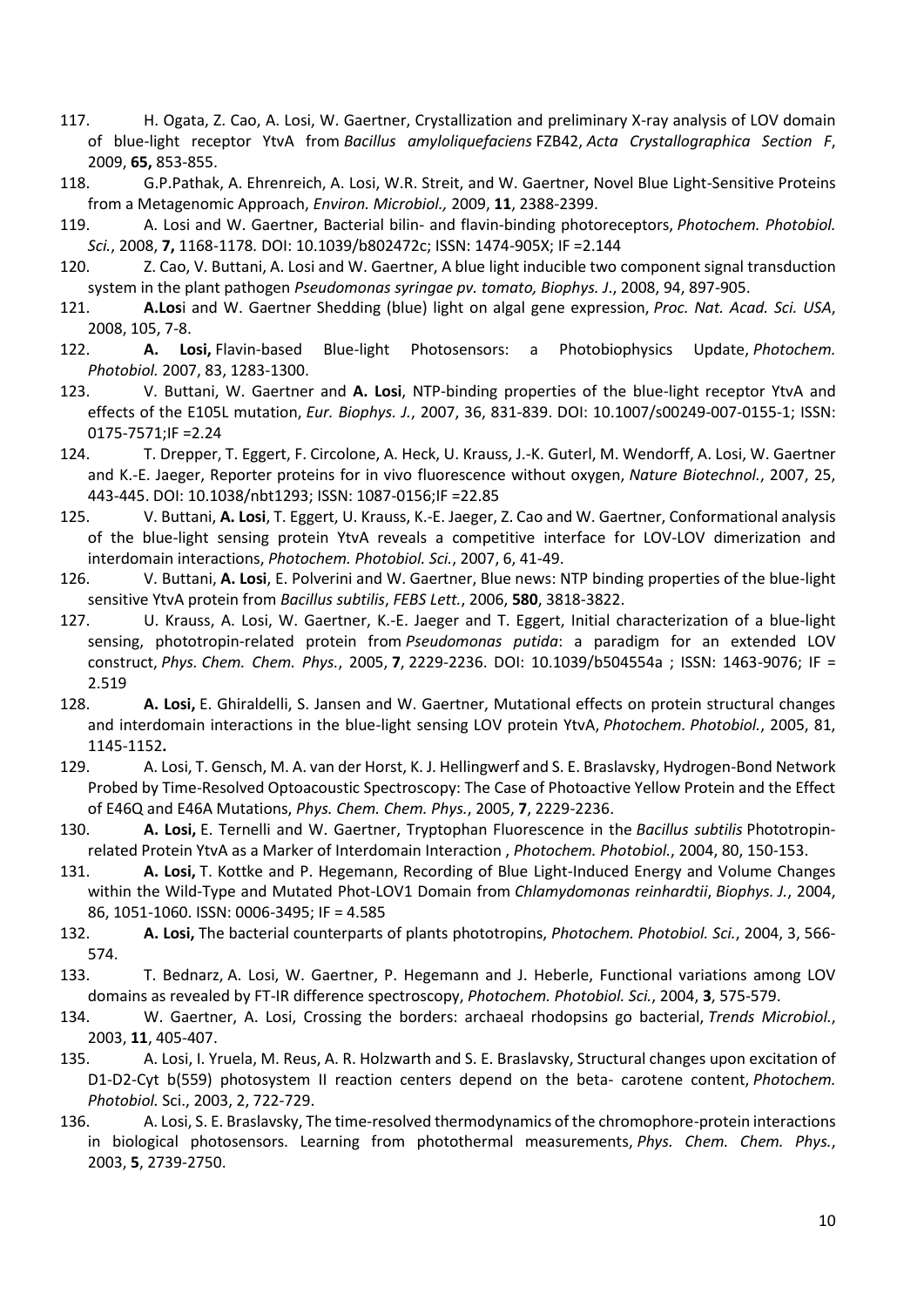117. H. Ogata, Z. Cao, A. Losi, W. Gaertner, Crystallization and preliminary X-ray analysis of LOV domain of blue-light receptor YtvA from *Bacillus amyloliquefaciens* FZB42, *Acta Crystallographica Section F*, 2009, **65,** 853-855.

118. G.P.Pathak, A. Ehrenreich, A. Losi, W.R. Streit, and W. Gaertner, Novel Blue Light-Sensitive Proteins from a Metagenomic Approach, *Environ. Microbiol.,* 2009, **11**, 2388-2399.

119. A. Losi and W. Gaertner, Bacterial bilin- and flavin-binding photoreceptors, *Photochem. Photobiol. Sci.*, 2008, **7,** 1168-1178. DOI: 10.1039/b802472c; ISSN: 1474-905X; IF =2.144

120. Z. Cao, V. Buttani, A. Losi and W. Gaertner, A blue light inducible two component signal transduction system in the plant pathogen *Pseudomonas syringae pv. tomato, Biophys. J*., 2008, 94, 897-905.

121. **A.Los**i and W. Gaertner Shedding (blue) light on algal gene expression, *Proc. Nat. Acad. Sci. USA*, 2008, 105, 7-8.

122. **A. Losi,** Flavin-based Blue-light Photosensors: a Photobiophysics Update, *Photochem. Photobiol.* 2007, 83, 1283-1300.

123. V. Buttani, W. Gaertner and **A. Losi**, NTP-binding properties of the blue-light receptor YtvA and effects of the E105L mutation, *Eur. Biophys. J.*, 2007, 36, 831-839. DOI: 10.1007/s00249-007-0155-1; ISSN: 0175-7571;IF =2.24

124. T. Drepper, T. Eggert, F. Circolone, A. Heck, U. Krauss, J.-K. Guterl, M. Wendorff, A. Losi, W. Gaertner and K.-E. Jaeger, Reporter proteins for in vivo fluorescence without oxygen, *Nature Biotechnol.*, 2007, 25, 443-445. DOI: 10.1038/nbt1293; ISSN: 1087-0156;IF =22.85

125. V. Buttani, **A. Losi**, T. Eggert, U. Krauss, K.-E. Jaeger, Z. Cao and W. Gaertner, Conformational analysis of the blue-light sensing protein YtvA reveals a competitive interface for LOV-LOV dimerization and interdomain interactions, *Photochem. Photobiol. Sci.*, 2007, 6, 41-49.

126. V. Buttani, **A. Losi**, E. Polverini and W. Gaertner, Blue news: NTP binding properties of the blue-light sensitive YtvA protein from *Bacillus subtilis*, *FEBS Lett.*, 2006, **580**, 3818-3822.

127. U. Krauss, A. Losi, W. Gaertner, K.-E. Jaeger and T. Eggert, Initial characterization of a blue-light sensing, phototropin-related protein from *Pseudomonas putida*: a paradigm for an extended LOV construct, *Phys. Chem. Chem. Phys.*, 2005, **7**, 2229-2236. DOI: 10.1039/b504554a ; ISSN: 1463-9076; IF = 2.519

128. **A. Losi,** E. Ghiraldelli, S. Jansen and W. Gaertner, Mutational effects on protein structural changes and interdomain interactions in the blue-light sensing LOV protein YtvA, *Photochem. Photobiol.*, 2005, 81, 1145-1152**.**

129. A. Losi, T. Gensch, M. A. van der Horst, K. J. Hellingwerf and S. E. Braslavsky, Hydrogen-Bond Network Probed by Time-Resolved Optoacoustic Spectroscopy: The Case of Photoactive Yellow Protein and the Effect of E46Q and E46A Mutations, *Phys. Chem. Chem. Phys.*, 2005, **7**, 2229-2236.

130. **A. Losi,** E. Ternelli and W. Gaertner, Tryptophan Fluorescence in the *Bacillus subtilis* Phototropin-related Protein YtvA as a Marker of Interdomain Interaction , *Photochem. Photobiol.*, 2004, 80, 150-153.

131. **A. Losi,** T. Kottke and P. Hegemann, Recording of Blue Light-Induced Energy and Volume Changes within the Wild-Type and Mutated Phot-LOV1 Domain from *Chlamydomonas reinhardtii*, *Biophys. J.*, 2004, 86, 1051-1060. ISSN: 0006-3495; IF = 4.585

132. **A. Losi,** The bacterial counterparts of plants phototropins, *Photochem. Photobiol. Sci.*, 2004, 3, 566-574.

133. T. Bednarz, A. Losi, W. Gaertner, P. Hegemann and J. Heberle, Functional variations among LOV domains as revealed by FT-IR difference spectroscopy, *Photochem. Photobiol. Sci.*, 2004, **3**, 575-579.

134. W. Gaertner, A. Losi, Crossing the borders: archaeal rhodopsins go bacterial, *Trends Microbiol.*, 2003, **11**, 405-407.

135. A. Losi, I. Yruela, M. Reus, A. R. Holzwarth and S. E. Braslavsky, Structural changes upon excitation of D1-D2-Cyt b(559) photosystem II reaction centers depend on the beta- carotene content, *Photochem. Photobiol.* Sci., 2003, 2, 722-729.

136. A. Losi, S. E. Braslavsky, The time-resolved thermodynamics of the chromophore-protein interactions in biological photosensors. Learning from photothermal measurements, *Phys. Chem. Chem. Phys.*, 2003, **5**, 2739-2750.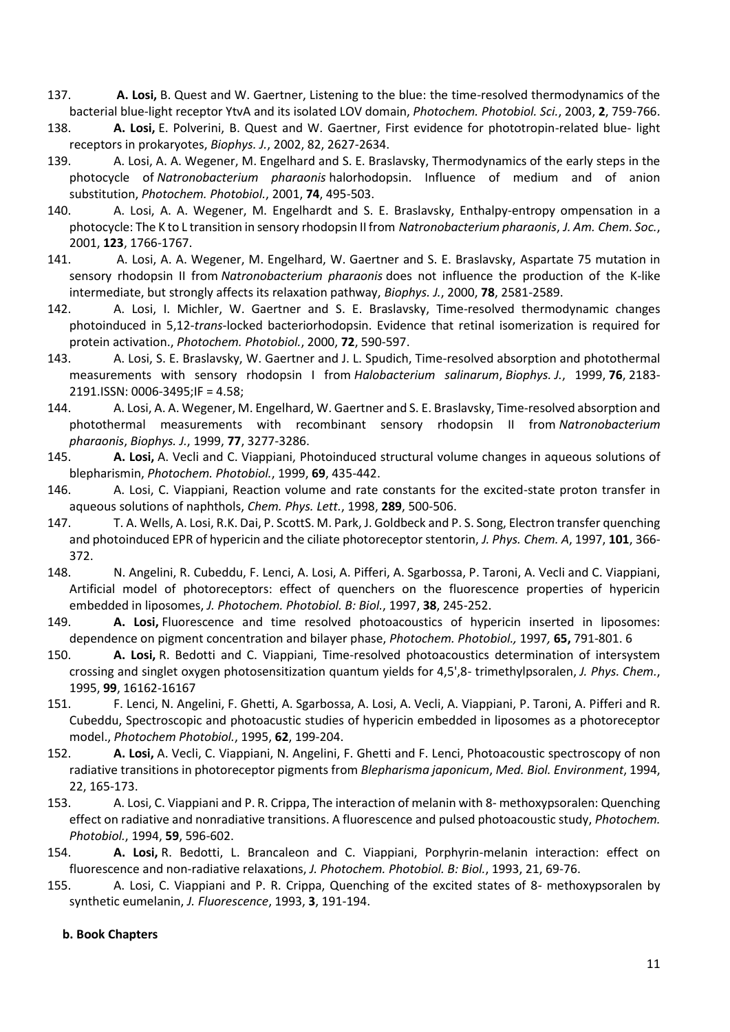137. **A. Losi,** B. Quest and W. Gaertner, Listening to the blue: the time-resolved thermodynamics of the bacterial blue-light receptor YtvA and its isolated LOV domain, *Photochem. Photobiol. Sci.*, 2003, **2**, 759-766.

138. **A. Losi,** E. Polverini, B. Quest and W. Gaertner, First evidence for phototropin-related blue- light receptors in prokaryotes, *Biophys. J.*, 2002, 82, 2627-2634.

139. A. Losi, A. A. Wegener, M. Engelhard and S. E. Braslavsky, Thermodynamics of the early steps in the photocycle of *Natronobacterium pharaonis* halorhodopsin. Influence of medium and of anion substitution, *Photochem. Photobiol.*, 2001, **74**, 495-503.

140. A. Losi, A. A. Wegener, M. Engelhardt and S. E. Braslavsky, Enthalpy-entropy ompensation in a photocycle: The K to L transition in sensory rhodopsin II from *Natronobacterium pharaonis*, *J. Am. Chem. Soc.*, 2001, **123**, 1766-1767.

141. A. Losi, A. A. Wegener, M. Engelhard, W. Gaertner and S. E. Braslavsky, Aspartate 75 mutation in sensory rhodopsin II from *Natronobacterium pharaonis* does not influence the production of the K-like intermediate, but strongly affects its relaxation pathway, *Biophys. J.*, 2000, **78**, 2581-2589.

142. A. Losi, I. Michler, W. Gaertner and S. E. Braslavsky, Time-resolved thermodynamic changes photoinduced in 5,12-*trans*-locked bacteriorhodopsin. Evidence that retinal isomerization is required for protein activation., *Photochem. Photobiol.*, 2000, **72**, 590-597.

143. A. Losi, S. E. Braslavsky, W. Gaertner and J. L. Spudich, Time-resolved absorption and photothermal measurements with sensory rhodopsin I from *Halobacterium salinarum*, *Biophys. J.*, 1999, **76**, 2183-2191.ISSN: 0006-3495;IF = 4.58;

144. A. Losi, A. A. Wegener, M. Engelhard, W. Gaertner and S. E. Braslavsky, Time-resolved absorption and photothermal measurements with recombinant sensory rhodopsin II from *Natronobacterium pharaonis*, *Biophys. J.*, 1999, **77**, 3277-3286.

145. **A. Losi,** A. Vecli and C. Viappiani, Photoinduced structural volume changes in aqueous solutions of blepharismin, *Photochem. Photobiol.*, 1999, **69**, 435-442.

146. A. Losi, C. Viappiani, Reaction volume and rate constants for the excited-state proton transfer in aqueous solutions of naphthols, *Chem. Phys. Lett.*, 1998, **289**, 500-506.

147. T. A. Wells, A. Losi, R.K. Dai, P. ScottS. M. Park, J. Goldbeck and P. S. Song, Electron transfer quenching and photoinduced EPR of hypericin and the ciliate photoreceptor stentorin, *J. Phys. Chem. A*, 1997, **101**, 366-372.

148. N. Angelini, R. Cubeddu, F. Lenci, A. Losi, A. Pifferi, A. Sgarbossa, P. Taroni, A. Vecli and C. Viappiani, Artificial model of photoreceptors: effect of quenchers on the fluorescence properties of hypericin embedded in liposomes, *J. Photochem. Photobiol. B: Biol.*, 1997, **38**, 245-252.

149. **A. Losi,** Fluorescence and time resolved photoacoustics of hypericin inserted in liposomes: dependence on pigment concentration and bilayer phase, *Photochem. Photobiol.,* 1997*,* **65,** 791-801. 6

150. **A. Losi,** R. Bedotti and C. Viappiani, Time-resolved photoacoustics determination of intersystem crossing and singlet oxygen photosensitization quantum yields for 4,5',8- trimethylpsoralen, *J. Phys. Chem.*, 1995, **99**, 16162-16167

151. F. Lenci, N. Angelini, F. Ghetti, A. Sgarbossa, A. Losi, A. Vecli, A. Viappiani, P. Taroni, A. Pifferi and R. Cubeddu, Spectroscopic and photoacustic studies of hypericin embedded in liposomes as a photoreceptor model., *Photochem Photobiol.*, 1995, **62**, 199-204.

152. **A. Losi,** A. Vecli, C. Viappiani, N. Angelini, F. Ghetti and F. Lenci, Photoacoustic spectroscopy of non radiative transitions in photoreceptor pigments from *Blepharisma japonicum*, *Med. Biol. Environment*, 1994, 22, 165-173.

153. A. Losi, C. Viappiani and P. R. Crippa, The interaction of melanin with 8- methoxypsoralen: Quenching effect on radiative and nonradiative transitions. A fluorescence and pulsed photoacoustic study, *Photochem. Photobiol.*, 1994, **59**, 596-602.

154. **A. Losi,** R. Bedotti, L. Brancaleon and C. Viappiani, Porphyrin-melanin interaction: effect on fluorescence and non-radiative relaxations, *J. Photochem. Photobiol. B: Biol.*, 1993, 21, 69-76.

155. A. Losi, C. Viappiani and P. R. Crippa, Quenching of the excited states of 8- methoxypsoralen by synthetic eumelanin, *J. Fluorescence*, 1993, **3**, 191-194.

**b. Book Chapters**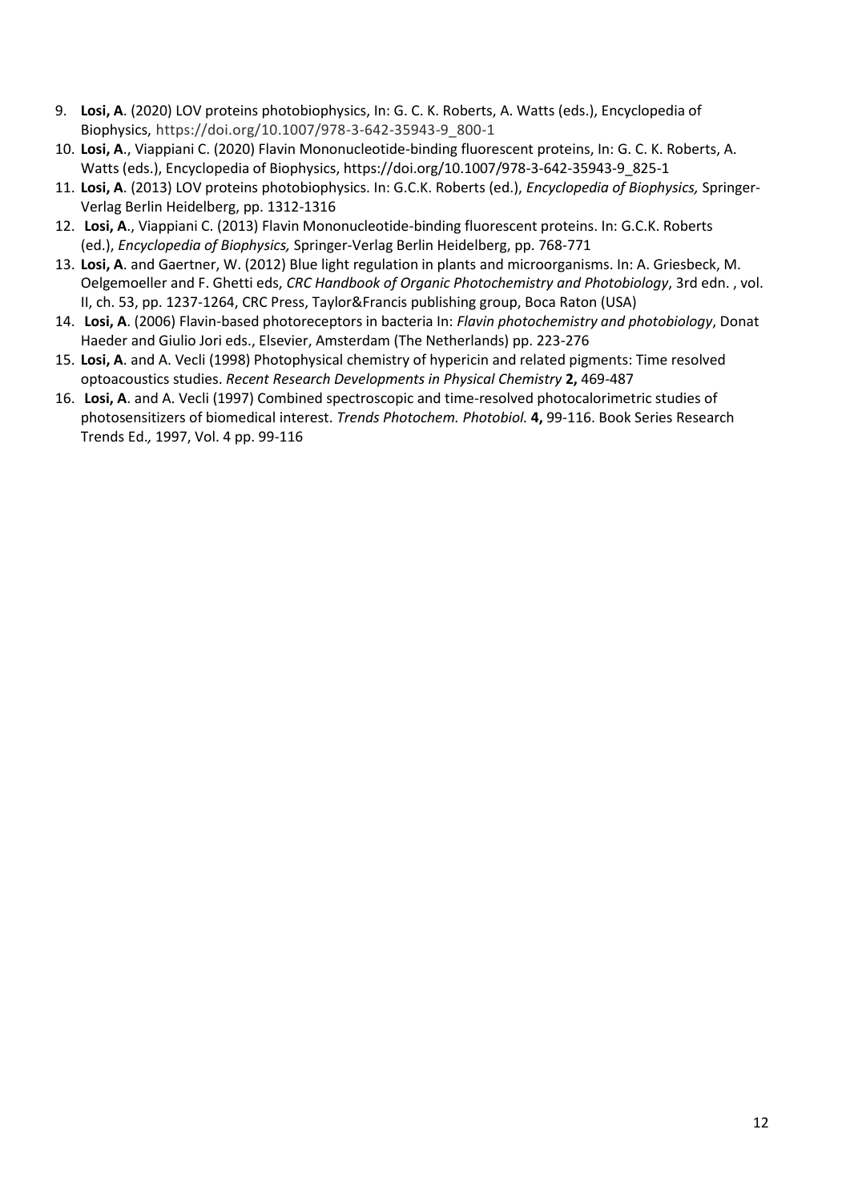9. **Losi, A**. (2020) LOV proteins photobiophysics, In: G. C. K. Roberts, A. Watts (eds.), Encyclopedia of Biophysics, https://doi.org/10.1007/978-3-642-35943-9_800-1
10. **Losi, A**., Viappiani C. (2020) Flavin Mononucleotide-binding fluorescent proteins, In: G. C. K. Roberts, A. Watts (eds.), Encyclopedia of Biophysics, https://doi.org/10.1007/978-3-642-35943-9_825-1
11. **Losi, A**. (2013) LOV proteins photobiophysics. In: G.C.K. Roberts (ed.), *Encyclopedia of Biophysics,* Springer-Verlag Berlin Heidelberg, pp. 1312-1316
12. **Losi, A**., Viappiani C. (2013) Flavin Mononucleotide-binding fluorescent proteins. In: G.C.K. Roberts (ed.), *Encyclopedia of Biophysics,* Springer-Verlag Berlin Heidelberg, pp. 768-771
13. **Losi, A**. and Gaertner, W. (2012) Blue light regulation in plants and microorganisms. In: A. Griesbeck, M. Oelgemoeller and F. Ghetti eds, *CRC Handbook of Organic Photochemistry and Photobiology*, 3rd edn. , vol. II, ch. 53, pp. 1237-1264, CRC Press, Taylor&Francis publishing group, Boca Raton (USA)
14. **Losi, A**. (2006) Flavin-based photoreceptors in bacteria In: *Flavin photochemistry and photobiology*, Donat Haeder and Giulio Jori eds., Elsevier, Amsterdam (The Netherlands) pp. 223-276
15. **Losi, A**. and A. Vecli (1998) Photophysical chemistry of hypericin and related pigments: Time resolved optoacoustics studies. *Recent Research Developments in Physical Chemistry* **2,** 469-487
16. **Losi, A**. and A. Vecli (1997) Combined spectroscopic and time-resolved photocalorimetric studies of photosensitizers of biomedical interest. *Trends Photochem. Photobiol.* **4,** 99-116. Book Series Research Trends Ed.*,* 1997, Vol. 4 pp. 99-116